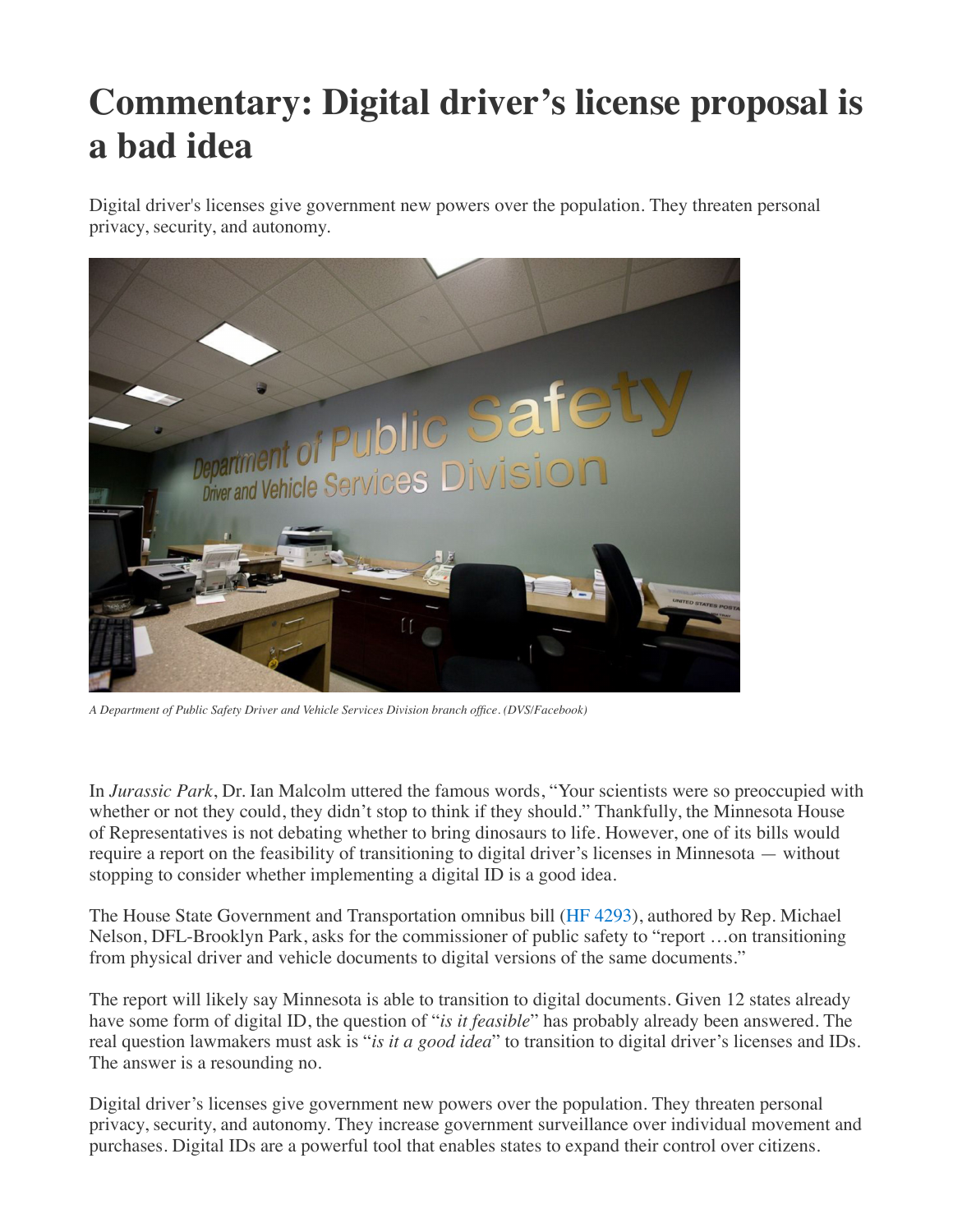# Commentary: Digital driver's license proposal is a bad idea

Digital driver's licenses give government new powers over the population. They threaten personal privacy, security, and autonomy.

*A Department of Public Safety Driver and Vehicle Services Division branch office. (DVS/Facebook)*

In *Jurassic Park*, Dr. Ian Malcolm uttered the famous words, "Your scientists were so preoccupied with whether or not they could, they didn't stop to think if they should." Thankfully, the Minnesota House of Representatives is not debating whether to bring dinosaurs to life. However, one of its bills would require a report on the feasibility of transitioning to digital driver's licenses in Minnesota — without stopping to consider whether implementing a digital ID is a good idea.

The House State Government and Transportation omnibus bill (HF 4293), authored by Rep. Michael Nelson, DFL-Brooklyn Park, asks for the commissioner of public safety to "report …on transitioning from physical driver and vehicle documents to digital versions of the same documents."

The report will likely say Minnesota is able to transition to digital documents. Given 12 states already have some form of digital ID, the question of "*is it feasible*" has probably already been answered. The real question lawmakers must ask is "*is it a good idea*" to transition to digital driver's licenses and IDs. The answer is a resounding no.

Digital driver's licenses give government new powers over the population. They threaten personal privacy, security, and autonomy. They increase government surveillance over individual movement and purchases. Digital IDs are a powerful tool that enables states to expand their control over citizens.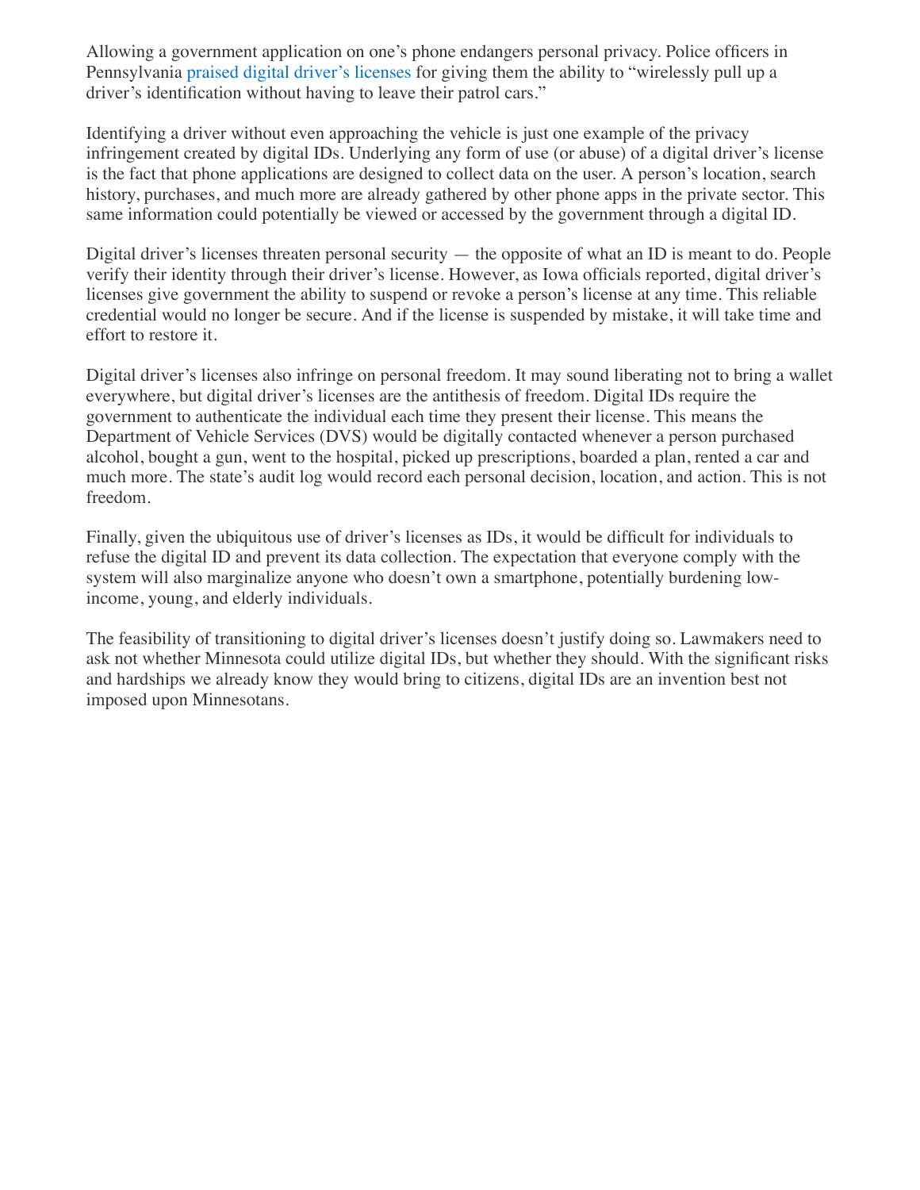Allowing a government application on one's phone endangers personal privacy. Police officers in Pennsylvania praised digital driver's licenses for giving them the ability to "wirelessly pull up a driver's identification without having to leave their patrol cars."

Identifying a driver without even approaching the vehicle is just one example of the privacy infringement created by digital IDs. Underlying any form of use (or abuse) of a digital driver's license is the fact that phone applications are designed to collect data on the user. A person's location, search history, purchases, and much more are already gathered by other phone apps in the private sector. This same information could potentially be viewed or accessed by the government through a digital ID.

Digital driver's licenses threaten personal security — the opposite of what an ID is meant to do. People verify their identity through their driver's license. However, as Iowa officials reported, digital driver's licenses give government the ability to suspend or revoke a person's license at any time. This reliable credential would no longer be secure. And if the license is suspended by mistake, it will take time and effort to restore it.

Digital driver's licenses also infringe on personal freedom. It may sound liberating not to bring a wallet everywhere, but digital driver's licenses are the antithesis of freedom. Digital IDs require the government to authenticate the individual each time they present their license. This means the Department of Vehicle Services (DVS) would be digitally contacted whenever a person purchased alcohol, bought a gun, went to the hospital, picked up prescriptions, boarded a plan, rented a car and much more. The state's audit log would record each personal decision, location, and action. This is not freedom.

Finally, given the ubiquitous use of driver's licenses as IDs, it would be difficult for individuals to refuse the digital ID and prevent its data collection. The expectation that everyone comply with the system will also marginalize anyone who doesn't own a smartphone, potentially burdening low-income, young, and elderly individuals.

The feasibility of transitioning to digital driver's licenses doesn't justify doing so. Lawmakers need to ask not whether Minnesota could utilize digital IDs, but whether they should. With the significant risks and hardships we already know they would bring to citizens, digital IDs are an invention best not imposed upon Minnesotans.